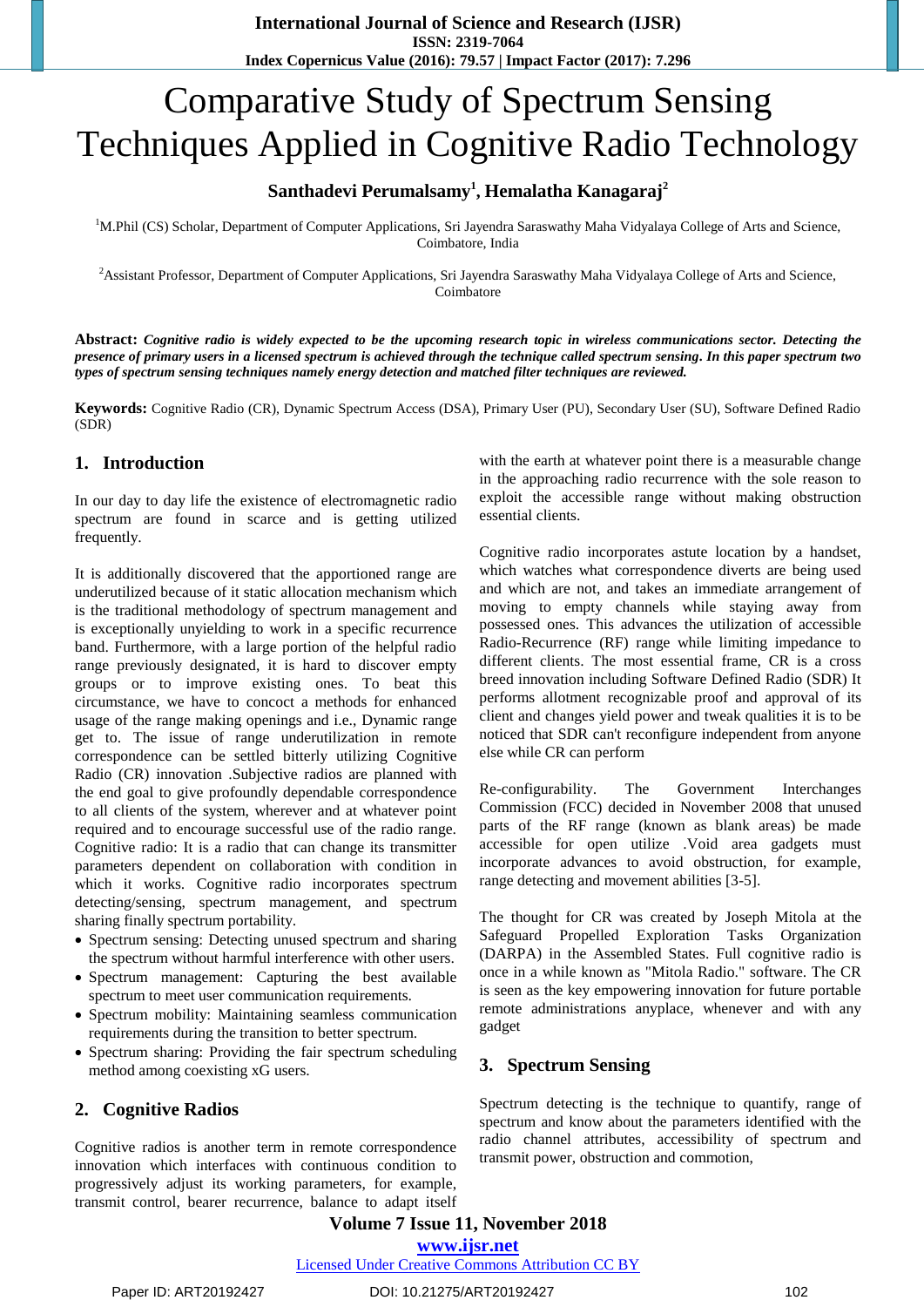# Comparative Study of Spectrum Sensing Techniques Applied in Cognitive Radio Technology

**Santhadevi Perumalsamy[1], Hemalatha Kanagaraj[2]**

[1]M.Phil (CS) Scholar, Department of Computer Applications, Sri Jayendra Saraswathy Maha Vidyalaya College of Arts and Science, Coimbatore, India

[2]Assistant Professor, Department of Computer Applications, Sri Jayendra Saraswathy Maha Vidyalaya College of Arts and Science, Coimbatore

**Abstract:** ***Cognitive radio is widely expected to be the upcoming research topic in wireless communications sector. Detecting the presence of primary users in a licensed spectrum is achieved through the technique called spectrum sensing. In this paper spectrum two types of spectrum sensing techniques namely energy detection and matched filter techniques are reviewed.***

**Keywords:** Cognitive Radio (CR), Dynamic Spectrum Access (DSA), Primary User (PU), Secondary User (SU), Software Defined Radio (SDR)

## 1. Introduction

In our day to day life the existence of electromagnetic radio spectrum are found in scarce and is getting utilized frequently.

It is additionally discovered that the apportioned range are underutilized because of it static allocation mechanism which is the traditional methodology of spectrum management and is exceptionally unyielding to work in a specific recurrence band. Furthermore, with a large portion of the helpful radio range previously designated, it is hard to discover empty groups or to improve existing ones. To beat this circumstance, we have to concoct a methods for enhanced usage of the range making openings and i.e., Dynamic range get to. The issue of range underutilization in remote correspondence can be settled bitterly utilizing Cognitive Radio (CR) innovation .Subjective radios are planned with the end goal to give profoundly dependable correspondence to all clients of the system, wherever and at whatever point required and to encourage successful use of the radio range. Cognitive radio: It is a radio that can change its transmitter parameters dependent on collaboration with condition in which it works. Cognitive radio incorporates spectrum detecting/sensing, spectrum management, and spectrum sharing finally spectrum portability.

- Spectrum sensing: Detecting unused spectrum and sharing the spectrum without harmful interference with other users.
- Spectrum management: Capturing the best available spectrum to meet user communication requirements.
- Spectrum mobility: Maintaining seamless communication requirements during the transition to better spectrum.
- Spectrum sharing: Providing the fair spectrum scheduling method among coexisting xG users.

## 2. Cognitive Radios

Cognitive radios is another term in remote correspondence innovation which interfaces with continuous condition to progressively adjust its working parameters, for example, transmit control, bearer recurrence, balance to adapt itself with the earth at whatever point there is a measurable change in the approaching radio recurrence with the sole reason to exploit the accessible range without making obstruction essential clients.

Cognitive radio incorporates astute location by a handset, which watches what correspondence diverts are being used and which are not, and takes an immediate arrangement of moving to empty channels while staying away from possessed ones. This advances the utilization of accessible Radio-Recurrence (RF) range while limiting impedance to different clients. The most essential frame, CR is a cross breed innovation including Software Defined Radio (SDR) It performs allotment recognizable proof and approval of its client and changes yield power and tweak qualities it is to be noticed that SDR can't reconfigure independent from anyone else while CR can perform

Re-configurability. The Government Interchanges Commission (FCC) decided in November 2008 that unused parts of the RF range (known as blank areas) be made accessible for open utilize .Void area gadgets must incorporate advances to avoid obstruction, for example, range detecting and movement abilities [3-5].

The thought for CR was created by Joseph Mitola at the Safeguard Propelled Exploration Tasks Organization (DARPA) in the Assembled States. Full cognitive radio is once in a while known as "Mitola Radio." software. The CR is seen as the key empowering innovation for future portable remote administrations anyplace, whenever and with any gadget

## 3. Spectrum Sensing

Spectrum detecting is the technique to quantify, range of spectrum and know about the parameters identified with the radio channel attributes, accessibility of spectrum and transmit power, obstruction and commotion,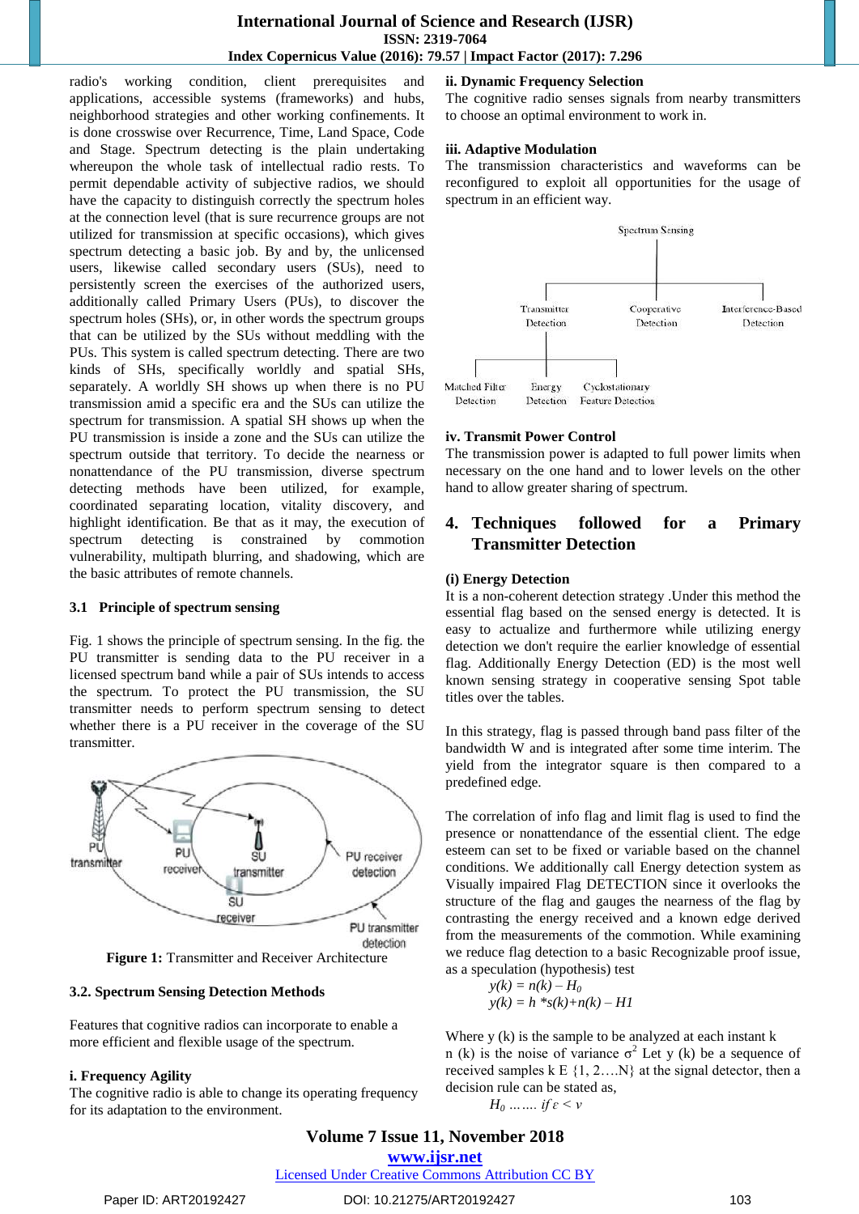radio's working condition, client prerequisites and applications, accessible systems (frameworks) and hubs, neighborhood strategies and other working confinements. It is done crosswise over Recurrence, Time, Land Space, Code and Stage. Spectrum detecting is the plain undertaking whereupon the whole task of intellectual radio rests. To permit dependable activity of subjective radios, we should have the capacity to distinguish correctly the spectrum holes at the connection level (that is sure recurrence groups are not utilized for transmission at specific occasions), which gives spectrum detecting a basic job. By and by, the unlicensed users, likewise called secondary users (SUs), need to persistently screen the exercises of the authorized users, additionally called Primary Users (PUs), to discover the spectrum holes (SHs), or, in other words the spectrum groups that can be utilized by the SUs without meddling with the PUs. This system is called spectrum detecting. There are two kinds of SHs, specifically worldly and spatial SHs, separately. A worldly SH shows up when there is no PU transmission amid a specific era and the SUs can utilize the spectrum for transmission. A spatial SH shows up when the PU transmission is inside a zone and the SUs can utilize the spectrum outside that territory. To decide the nearness or nonattendance of the PU transmission, diverse spectrum detecting methods have been utilized, for example, coordinated separating location, vitality discovery, and highlight identification. Be that as it may, the execution of spectrum detecting is constrained by commotion vulnerability, multipath blurring, and shadowing, which are the basic attributes of remote channels.

### 3.1 Principle of spectrum sensing

Fig. 1 shows the principle of spectrum sensing. In the fig. the PU transmitter is sending data to the PU receiver in a licensed spectrum band while a pair of SUs intends to access the spectrum. To protect the PU transmission, the SU transmitter needs to perform spectrum sensing to detect whether there is a PU receiver in the coverage of the SU transmitter.

**Figure 1:** Transmitter and Receiver Architecture

### 3.2. Spectrum Sensing Detection Methods

Features that cognitive radios can incorporate to enable a more efficient and flexible usage of the spectrum.

**i. Frequency Agility**

The cognitive radio is able to change its operating frequency for its adaptation to the environment.

**ii. Dynamic Frequency Selection**

The cognitive radio senses signals from nearby transmitters to choose an optimal environment to work in.

**iii. Adaptive Modulation**

The transmission characteristics and waveforms can be reconfigured to exploit all opportunities for the usage of spectrum in an efficient way.

**iv. Transmit Power Control**

The transmission power is adapted to full power limits when necessary on the one hand and to lower levels on the other hand to allow greater sharing of spectrum.

## 4. Techniques followed for a Primary Transmitter Detection

**(i) Energy Detection**

It is a non-coherent detection strategy .Under this method the essential flag based on the sensed energy is detected. It is easy to actualize and furthermore while utilizing energy detection we don't require the earlier knowledge of essential flag. Additionally Energy Detection (ED) is the most well known sensing strategy in cooperative sensing Spot table titles over the tables.

In this strategy, flag is passed through band pass filter of the bandwidth W and is integrated after some time interim. The yield from the integrator square is then compared to a predefined edge.

The correlation of info flag and limit flag is used to find the presence or nonattendance of the essential client. The edge esteem can set to be fixed or variable based on the channel conditions. We additionally call Energy detection system as Visually impaired Flag DETECTION since it overlooks the structure of the flag and gauges the nearness of the flag by contrasting the energy received and a known edge derived from the measurements of the commotion. While examining we reduce flag detection to a basic Recognizable proof issue, as a speculation (hypothesis) test

$$y(k) = n(k) – H_0$$

$$y(k) = h * s(k) + n(k) – H1$$

Where y (k) is the sample to be analyzed at each instant k

n (k) is the noise of variance $\sigma^2$ Let y (k) be a sequence of received samples k E {1, 2….N} at the signal detector, then a decision rule can be stated as,

$$H_0 \ \ldots\ldots \ if\ \varepsilon < v$$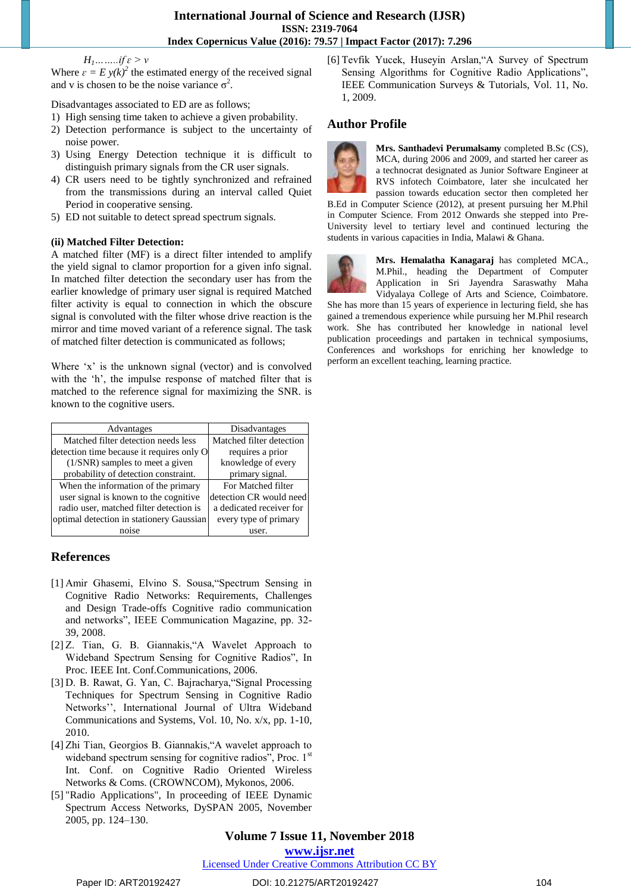$H_1$………if $\varepsilon > v$

Where $\varepsilon = E\, y(k)^2$ the estimated energy of the received signal and v is chosen to be the noise variance $\sigma^2$.

Disadvantages associated to ED are as follows;

1) High sensing time taken to achieve a given probability.
2) Detection performance is subject to the uncertainty of noise power.
3) Using Energy Detection technique it is difficult to distinguish primary signals from the CR user signals.
4) CR users need to be tightly synchronized and refrained from the transmissions during an interval called Quiet Period in cooperative sensing.
5) ED not suitable to detect spread spectrum signals.

**(ii) Matched Filter Detection:**

A matched filter (MF) is a direct filter intended to amplify the yield signal to clamor proportion for a given info signal. In matched filter detection the secondary user has from the earlier knowledge of primary user signal is required Matched filter activity is equal to connection in which the obscure signal is convoluted with the filter whose drive reaction is the mirror and time moved variant of a reference signal. The task of matched filter detection is communicated as follows;

Where 'x' is the unknown signal (vector) and is convolved with the 'h', the impulse response of matched filter that is matched to the reference signal for maximizing the SNR. is known to the cognitive users.

| Advantages | Disadvantages |
|---|---|
| Matched filter detection needs less detection time because it requires only O (1/SNR) samples to meet a given probability of detection constraint. | Matched filter detection requires a prior knowledge of every primary signal. |
| When the information of the primary user signal is known to the cognitive radio user, matched filter detection is optimal detection in stationery Gaussian noise | For Matched filter detection CR would need a dedicated receiver for every type of primary user. |

## References

[1] Amir Ghasemi, Elvino S. Sousa,"Spectrum Sensing in Cognitive Radio Networks: Requirements, Challenges and Design Trade-offs Cognitive radio communication and networks", IEEE Communication Magazine, pp. 32-39, 2008.

[2] Z. Tian, G. B. Giannakis,"A Wavelet Approach to Wideband Spectrum Sensing for Cognitive Radios", In Proc. IEEE Int. Conf.Communications, 2006.

[3] D. B. Rawat, G. Yan, C. Bajracharya,"Signal Processing Techniques for Spectrum Sensing in Cognitive Radio Networks'', International Journal of Ultra Wideband Communications and Systems, Vol. 10, No. x/x, pp. 1-10, 2010.

[4] Zhi Tian, Georgios B. Giannakis,"A wavelet approach to wideband spectrum sensing for cognitive radios", Proc. 1st Int. Conf. on Cognitive Radio Oriented Wireless Networks & Coms. (CROWNCOM), Mykonos, 2006.

[5] "Radio Applications", In proceeding of IEEE Dynamic Spectrum Access Networks, DySPAN 2005, November 2005, pp. 124–130.

[6] Tevfik Yucek, Huseyin Arslan,"A Survey of Spectrum Sensing Algorithms for Cognitive Radio Applications", IEEE Communication Surveys & Tutorials, Vol. 11, No. 1, 2009.

## Author Profile

**Mrs. Santhadevi Perumalsamy** completed B.Sc (CS), MCA, during 2006 and 2009, and started her career as a technocrat designated as Junior Software Engineer at RVS infotech Coimbatore, later she inculcated her passion towards education sector then completed her B.Ed in Computer Science (2012), at present pursuing her M.Phil in Computer Science. From 2012 Onwards she stepped into Pre-University level to tertiary level and continued lecturing the students in various capacities in India, Malawi & Ghana.

**Mrs. Hemalatha Kanagaraj** has completed MCA., M.Phil., heading the Department of Computer Application in Sri Jayendra Saraswathy Maha Vidyalaya College of Arts and Science, Coimbatore. She has more than 15 years of experience in lecturing field, she has gained a tremendous experience while pursuing her M.Phil research work. She has contributed her knowledge in national level publication proceedings and partaken in technical symposiums, Conferences and workshops for enriching her knowledge to perform an excellent teaching, learning practice.